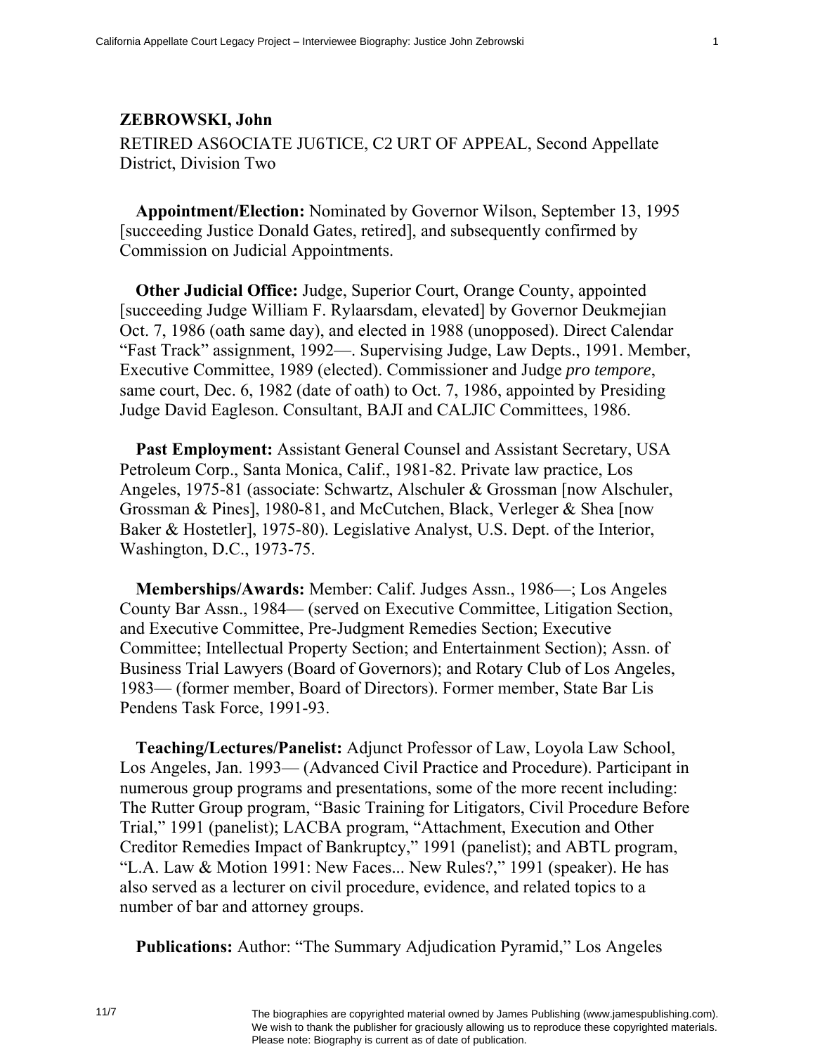**ZEBROWSKI, John**

RETIRED AS6OCIATE JU6TICE, C2 URT OF APPEAL, Second Appellate District, Division Two

**Appointment/Election:** Nominated by Governor Wilson, September 13, 1995 [succeeding Justice Donald Gates, retired], and subsequently confirmed by Commission on Judicial Appointments.

**Other Judicial Office:** Judge, Superior Court, Orange County, appointed [succeeding Judge William F. Rylaarsdam, elevated] by Governor Deukmejian Oct. 7, 1986 (oath same day), and elected in 1988 (unopposed). Direct Calendar "Fast Track" assignment, 1992—. Supervising Judge, Law Depts., 1991. Member, Executive Committee, 1989 (elected). Commissioner and Judge *pro tempore*, same court, Dec. 6, 1982 (date of oath) to Oct. 7, 1986, appointed by Presiding Judge David Eagleson. Consultant, BAJI and CALJIC Committees, 1986.

**Past Employment:** Assistant General Counsel and Assistant Secretary, USA Petroleum Corp., Santa Monica, Calif., 1981-82. Private law practice, Los Angeles, 1975-81 (associate: Schwartz, Alschuler & Grossman [now Alschuler, Grossman & Pines], 1980-81, and McCutchen, Black, Verleger & Shea [now Baker & Hostetler], 1975-80). Legislative Analyst, U.S. Dept. of the Interior, Washington, D.C., 1973-75.

**Memberships/Awards:** Member: Calif. Judges Assn., 1986—; Los Angeles County Bar Assn., 1984— (served on Executive Committee, Litigation Section, and Executive Committee, Pre-Judgment Remedies Section; Executive Committee; Intellectual Property Section; and Entertainment Section); Assn. of Business Trial Lawyers (Board of Governors); and Rotary Club of Los Angeles, 1983— (former member, Board of Directors). Former member, State Bar Lis Pendens Task Force, 1991-93.

**Teaching/Lectures/Panelist:** Adjunct Professor of Law, Loyola Law School, Los Angeles, Jan. 1993— (Advanced Civil Practice and Procedure). Participant in numerous group programs and presentations, some of the more recent including: The Rutter Group program, "Basic Training for Litigators, Civil Procedure Before Trial," 1991 (panelist); LACBA program, "Attachment, Execution and Other Creditor Remedies Impact of Bankruptcy," 1991 (panelist); and ABTL program, "L.A. Law & Motion 1991: New Faces... New Rules?," 1991 (speaker). He has also served as a lecturer on civil procedure, evidence, and related topics to a number of bar and attorney groups.

**Publications:** Author: "The Summary Adjudication Pyramid," Los Angeles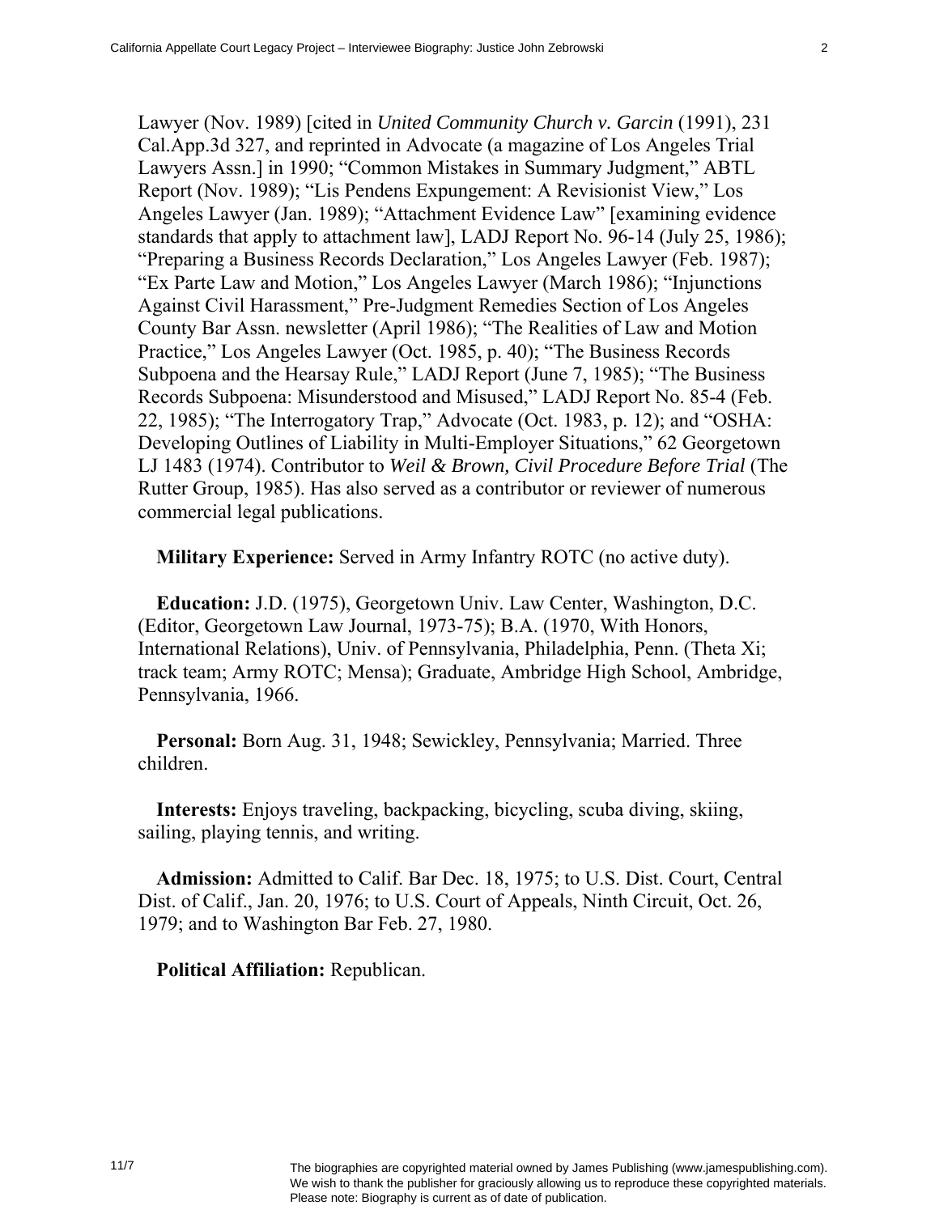Lawyer (Nov. 1989) [cited in *United Community Church v. Garcin* (1991), 231 Cal.App.3d 327, and reprinted in Advocate (a magazine of Los Angeles Trial Lawyers Assn.] in 1990; "Common Mistakes in Summary Judgment," ABTL Report (Nov. 1989); "Lis Pendens Expungement: A Revisionist View," Los Angeles Lawyer (Jan. 1989); "Attachment Evidence Law" [examining evidence standards that apply to attachment law], LADJ Report No. 96-14 (July 25, 1986); "Preparing a Business Records Declaration," Los Angeles Lawyer (Feb. 1987); "Ex Parte Law and Motion," Los Angeles Lawyer (March 1986); "Injunctions Against Civil Harassment," Pre-Judgment Remedies Section of Los Angeles County Bar Assn. newsletter (April 1986); "The Realities of Law and Motion Practice," Los Angeles Lawyer (Oct. 1985, p. 40); "The Business Records Subpoena and the Hearsay Rule," LADJ Report (June 7, 1985); "The Business Records Subpoena: Misunderstood and Misused," LADJ Report No. 85-4 (Feb. 22, 1985); "The Interrogatory Trap," Advocate (Oct. 1983, p. 12); and "OSHA: Developing Outlines of Liability in Multi-Employer Situations," 62 Georgetown LJ 1483 (1974). Contributor to *Weil & Brown, Civil Procedure Before Trial* (The Rutter Group, 1985). Has also served as a contributor or reviewer of numerous commercial legal publications.

**Military Experience:** Served in Army Infantry ROTC (no active duty).

**Education:** J.D. (1975), Georgetown Univ. Law Center, Washington, D.C. (Editor, Georgetown Law Journal, 1973-75); B.A. (1970, With Honors, International Relations), Univ. of Pennsylvania, Philadelphia, Penn. (Theta Xi; track team; Army ROTC; Mensa); Graduate, Ambridge High School, Ambridge, Pennsylvania, 1966.

**Personal:** Born Aug. 31, 1948; Sewickley, Pennsylvania; Married. Three children.

**Interests:** Enjoys traveling, backpacking, bicycling, scuba diving, skiing, sailing, playing tennis, and writing.

**Admission:** Admitted to Calif. Bar Dec. 18, 1975; to U.S. Dist. Court, Central Dist. of Calif., Jan. 20, 1976; to U.S. Court of Appeals, Ninth Circuit, Oct. 26, 1979; and to Washington Bar Feb. 27, 1980.

**Political Affiliation:** Republican.

11/7

The biographies are copyrighted material owned by James Publishing (www.jamespublishing.com). We wish to thank the publisher for graciously allowing us to reproduce these copyrighted materials. Please note: Biography is current as of date of publication.